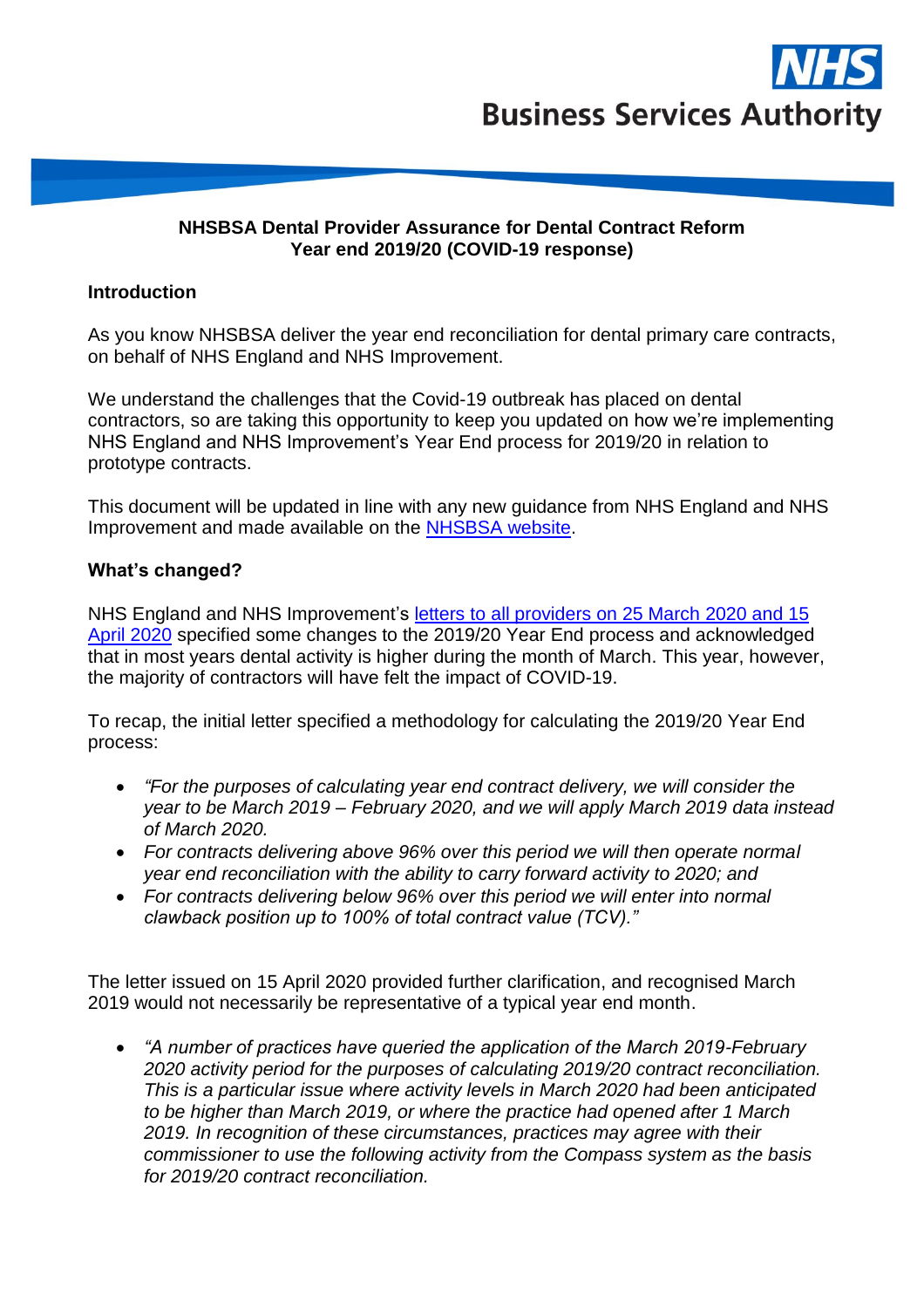**NHSBSA Dental Provider Assurance for Dental Contract Reform Year end 2019/20 (COVID-19 response)**

## Introduction

As you know NHSBSA deliver the year end reconciliation for dental primary care contracts, on behalf of NHS England and NHS Improvement.

We understand the challenges that the Covid-19 outbreak has placed on dental contractors, so are taking this opportunity to keep you updated on how we're implementing NHS England and NHS Improvement's Year End process for 2019/20 in relation to prototype contracts.

This document will be updated in line with any new guidance from NHS England and NHS Improvement and made available on the NHSBSA website.

## What's changed?

NHS England and NHS Improvement's letters to all providers on 25 March 2020 and 15 April 2020 specified some changes to the 2019/20 Year End process and acknowledged that in most years dental activity is higher during the month of March. This year, however, the majority of contractors will have felt the impact of COVID-19.

To recap, the initial letter specified a methodology for calculating the 2019/20 Year End process:

- *"For the purposes of calculating year end contract delivery, we will consider the year to be March 2019 – February 2020, and we will apply March 2019 data instead of March 2020.*
- *For contracts delivering above 96% over this period we will then operate normal year end reconciliation with the ability to carry forward activity to 2020; and*
- *For contracts delivering below 96% over this period we will enter into normal clawback position up to 100% of total contract value (TCV)."*

The letter issued on 15 April 2020 provided further clarification, and recognised March 2019 would not necessarily be representative of a typical year end month.

- *"A number of practices have queried the application of the March 2019-February 2020 activity period for the purposes of calculating 2019/20 contract reconciliation. This is a particular issue where activity levels in March 2020 had been anticipated to be higher than March 2019, or where the practice had opened after 1 March 2019. In recognition of these circumstances, practices may agree with their commissioner to use the following activity from the Compass system as the basis for 2019/20 contract reconciliation.*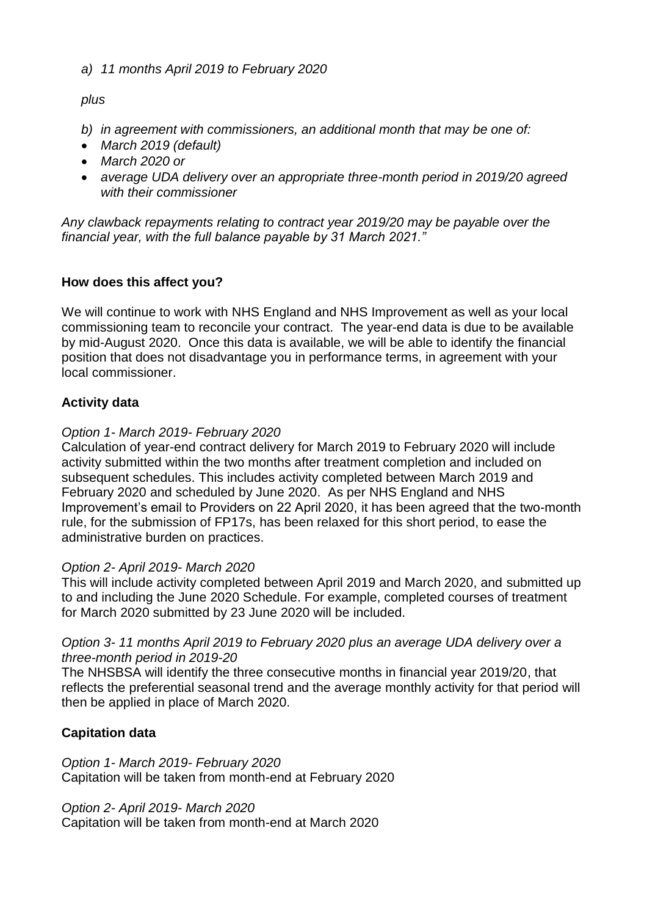*a) 11 months April 2019 to February 2020*

*plus*

*b) in agreement with commissioners, an additional month that may be one of:*

- *March 2019 (default)*
- *March 2020 or*
- *average UDA delivery over an appropriate three-month period in 2019/20 agreed with their commissioner*

*Any clawback repayments relating to contract year 2019/20 may be payable over the financial year, with the full balance payable by 31 March 2021."*

**How does this affect you?**

We will continue to work with NHS England and NHS Improvement as well as your local commissioning team to reconcile your contract. The year-end data is due to be available by mid-August 2020. Once this data is available, we will be able to identify the financial position that does not disadvantage you in performance terms, in agreement with your local commissioner.

**Activity data**

*Option 1- March 2019- February 2020*

Calculation of year-end contract delivery for March 2019 to February 2020 will include activity submitted within the two months after treatment completion and included on subsequent schedules. This includes activity completed between March 2019 and February 2020 and scheduled by June 2020. As per NHS England and NHS Improvement's email to Providers on 22 April 2020, it has been agreed that the two-month rule, for the submission of FP17s, has been relaxed for this short period, to ease the administrative burden on practices.

*Option 2- April 2019- March 2020*

This will include activity completed between April 2019 and March 2020, and submitted up to and including the June 2020 Schedule. For example, completed courses of treatment for March 2020 submitted by 23 June 2020 will be included.

*Option 3- 11 months April 2019 to February 2020 plus an average UDA delivery over a three-month period in 2019-20*

The NHSBSA will identify the three consecutive months in financial year 2019/20, that reflects the preferential seasonal trend and the average monthly activity for that period will then be applied in place of March 2020.

**Capitation data**

*Option 1- March 2019- February 2020*

Capitation will be taken from month-end at February 2020

*Option 2- April 2019- March 2020*

Capitation will be taken from month-end at March 2020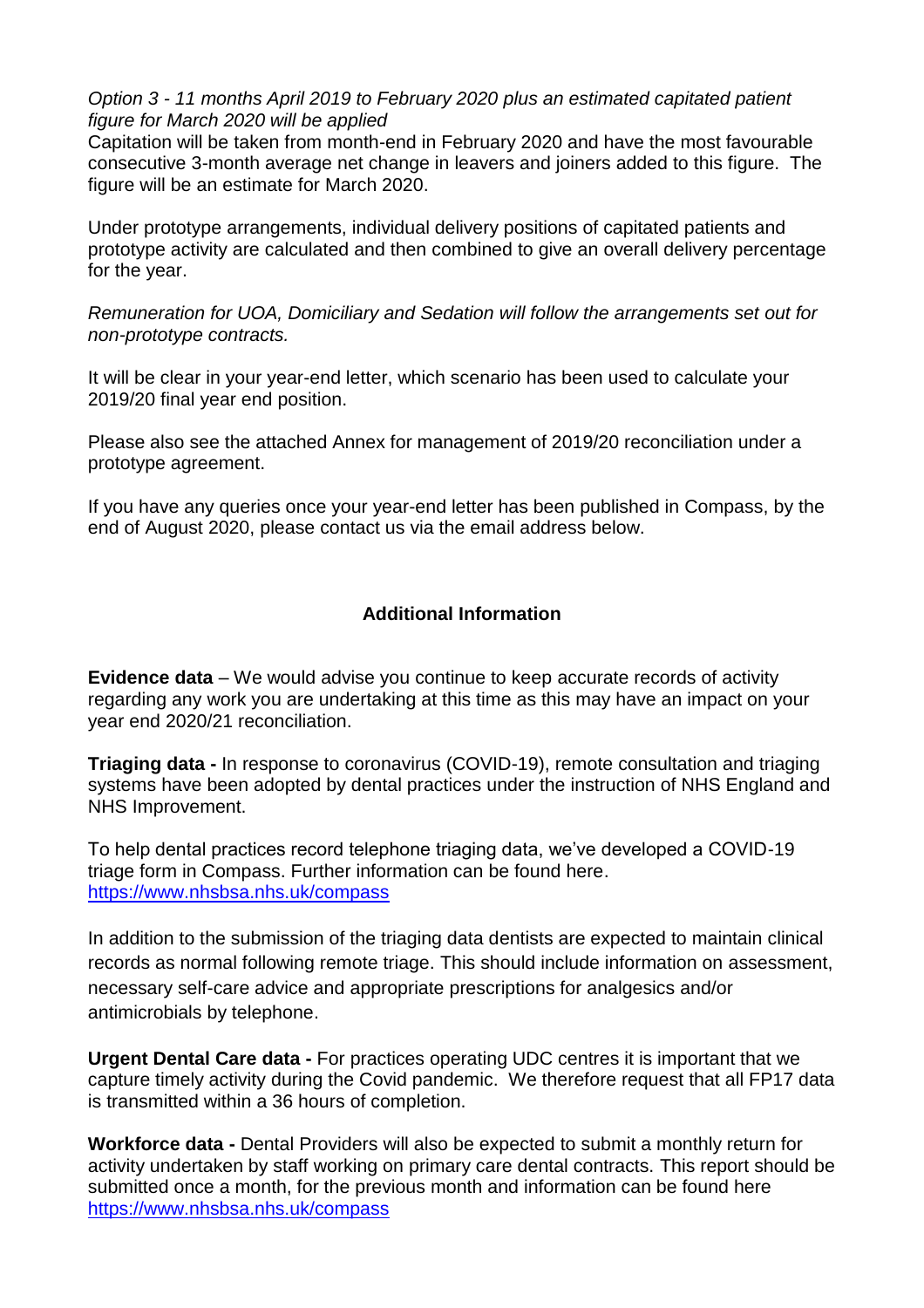*Option 3 - 11 months April 2019 to February 2020 plus an estimated capitated patient figure for March 2020 will be applied*

Capitation will be taken from month-end in February 2020 and have the most favourable consecutive 3-month average net change in leavers and joiners added to this figure. The figure will be an estimate for March 2020.

Under prototype arrangements, individual delivery positions of capitated patients and prototype activity are calculated and then combined to give an overall delivery percentage for the year.

*Remuneration for UOA, Domiciliary and Sedation will follow the arrangements set out for non-prototype contracts.*

It will be clear in your year-end letter, which scenario has been used to calculate your 2019/20 final year end position.

Please also see the attached Annex for management of 2019/20 reconciliation under a prototype agreement.

If you have any queries once your year-end letter has been published in Compass, by the end of August 2020, please contact us via the email address below.

## Additional Information

**Evidence data** – We would advise you continue to keep accurate records of activity regarding any work you are undertaking at this time as this may have an impact on your year end 2020/21 reconciliation.

**Triaging data -** In response to coronavirus (COVID-19), remote consultation and triaging systems have been adopted by dental practices under the instruction of NHS England and NHS Improvement.

To help dental practices record telephone triaging data, we've developed a COVID-19 triage form in Compass. Further information can be found here. https://www.nhsbsa.nhs.uk/compass

In addition to the submission of the triaging data dentists are expected to maintain clinical records as normal following remote triage. This should include information on assessment, necessary self-care advice and appropriate prescriptions for analgesics and/or antimicrobials by telephone.

**Urgent Dental Care data -** For practices operating UDC centres it is important that we capture timely activity during the Covid pandemic. We therefore request that all FP17 data is transmitted within a 36 hours of completion.

**Workforce data -** Dental Providers will also be expected to submit a monthly return for activity undertaken by staff working on primary care dental contracts. This report should be submitted once a month, for the previous month and information can be found here https://www.nhsbsa.nhs.uk/compass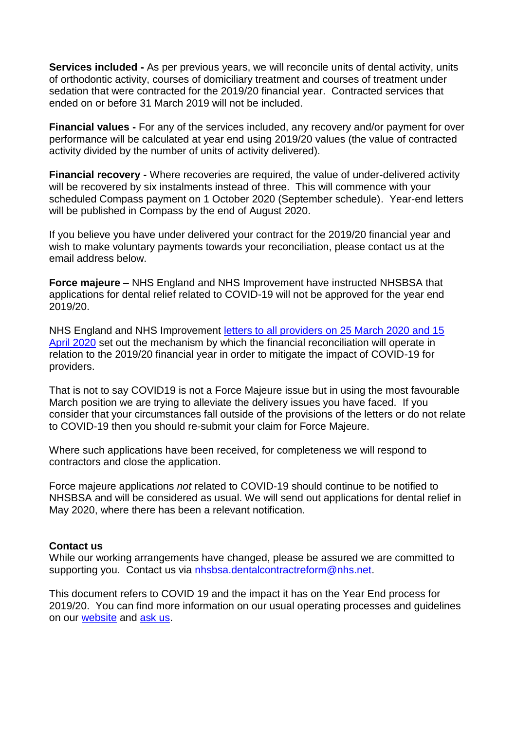**Services included -** As per previous years, we will reconcile units of dental activity, units of orthodontic activity, courses of domiciliary treatment and courses of treatment under sedation that were contracted for the 2019/20 financial year. Contracted services that ended on or before 31 March 2019 will not be included.

**Financial values -** For any of the services included, any recovery and/or payment for over performance will be calculated at year end using 2019/20 values (the value of contracted activity divided by the number of units of activity delivered).

**Financial recovery -** Where recoveries are required, the value of under-delivered activity will be recovered by six instalments instead of three. This will commence with your scheduled Compass payment on 1 October 2020 (September schedule). Year-end letters will be published in Compass by the end of August 2020.

If you believe you have under delivered your contract for the 2019/20 financial year and wish to make voluntary payments towards your reconciliation, please contact us at the email address below.

**Force majeure** – NHS England and NHS Improvement have instructed NHSBSA that applications for dental relief related to COVID-19 will not be approved for the year end 2019/20.

NHS England and NHS Improvement letters to all providers on 25 March 2020 and 15 April 2020 set out the mechanism by which the financial reconciliation will operate in relation to the 2019/20 financial year in order to mitigate the impact of COVID-19 for providers.

That is not to say COVID19 is not a Force Majeure issue but in using the most favourable March position we are trying to alleviate the delivery issues you have faced. If you consider that your circumstances fall outside of the provisions of the letters or do not relate to COVID-19 then you should re-submit your claim for Force Majeure.

Where such applications have been received, for completeness we will respond to contractors and close the application.

Force majeure applications *not* related to COVID-19 should continue to be notified to NHSBSA and will be considered as usual. We will send out applications for dental relief in May 2020, where there has been a relevant notification.

**Contact us**

While our working arrangements have changed, please be assured we are committed to supporting you. Contact us via nhsbsa.dentalcontractreform@nhs.net.

This document refers to COVID 19 and the impact it has on the Year End process for 2019/20. You can find more information on our usual operating processes and guidelines on our website and ask us.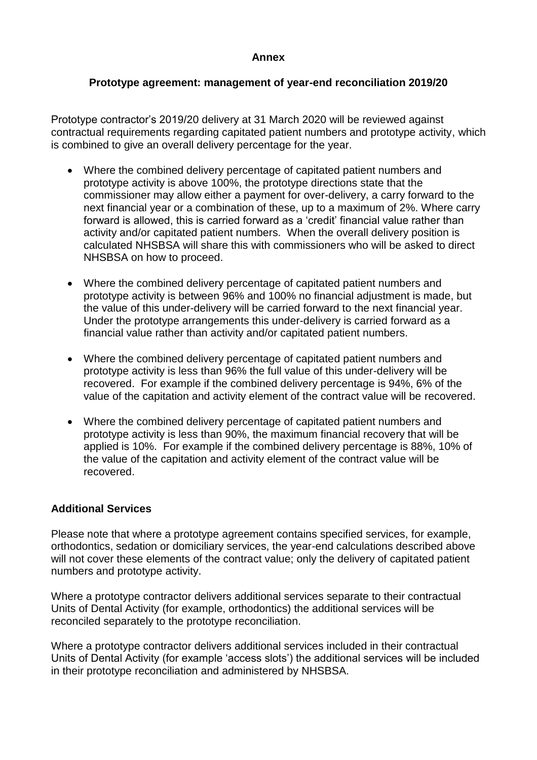**Annex**

**Prototype agreement: management of year-end reconciliation 2019/20**

Prototype contractor's 2019/20 delivery at 31 March 2020 will be reviewed against contractual requirements regarding capitated patient numbers and prototype activity, which is combined to give an overall delivery percentage for the year.

- Where the combined delivery percentage of capitated patient numbers and prototype activity is above 100%, the prototype directions state that the commissioner may allow either a payment for over-delivery, a carry forward to the next financial year or a combination of these, up to a maximum of 2%. Where carry forward is allowed, this is carried forward as a 'credit' financial value rather than activity and/or capitated patient numbers. When the overall delivery position is calculated NHSBSA will share this with commissioners who will be asked to direct NHSBSA on how to proceed.
- Where the combined delivery percentage of capitated patient numbers and prototype activity is between 96% and 100% no financial adjustment is made, but the value of this under-delivery will be carried forward to the next financial year. Under the prototype arrangements this under-delivery is carried forward as a financial value rather than activity and/or capitated patient numbers.
- Where the combined delivery percentage of capitated patient numbers and prototype activity is less than 96% the full value of this under-delivery will be recovered. For example if the combined delivery percentage is 94%, 6% of the value of the capitation and activity element of the contract value will be recovered.
- Where the combined delivery percentage of capitated patient numbers and prototype activity is less than 90%, the maximum financial recovery that will be applied is 10%. For example if the combined delivery percentage is 88%, 10% of the value of the capitation and activity element of the contract value will be recovered.

**Additional Services**

Please note that where a prototype agreement contains specified services, for example, orthodontics, sedation or domiciliary services, the year-end calculations described above will not cover these elements of the contract value; only the delivery of capitated patient numbers and prototype activity.

Where a prototype contractor delivers additional services separate to their contractual Units of Dental Activity (for example, orthodontics) the additional services will be reconciled separately to the prototype reconciliation.

Where a prototype contractor delivers additional services included in their contractual Units of Dental Activity (for example 'access slots') the additional services will be included in their prototype reconciliation and administered by NHSBSA.